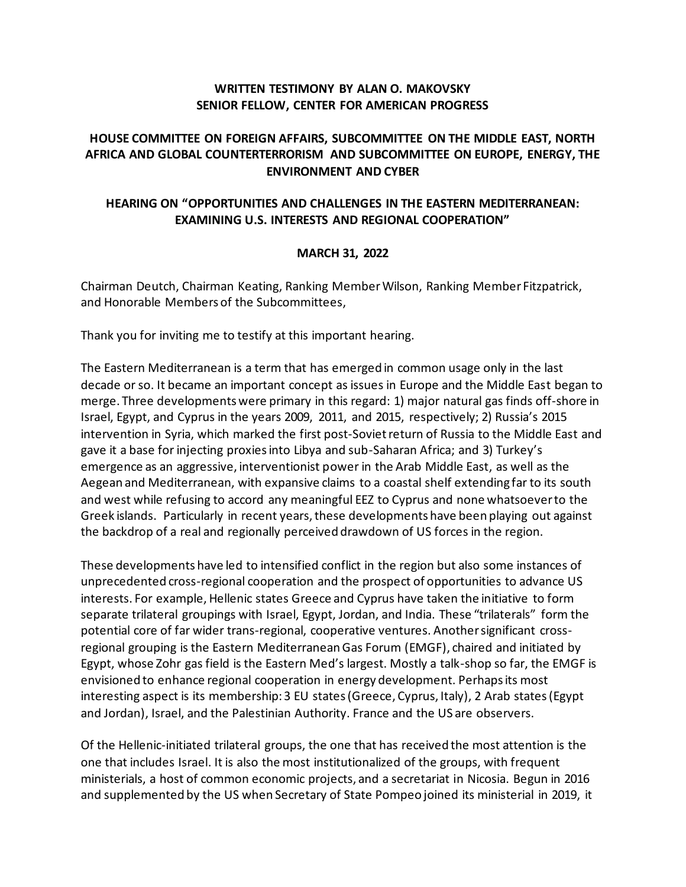**WRITTEN TESTIMONY BY ALAN O. MAKOVSKY**
**SENIOR FELLOW, CENTER FOR AMERICAN PROGRESS**

**HOUSE COMMITTEE ON FOREIGN AFFAIRS, SUBCOMMITTEE ON THE MIDDLE EAST, NORTH AFRICA AND GLOBAL COUNTERTERRORISM AND SUBCOMMITTEE ON EUROPE, ENERGY, THE ENVIRONMENT AND CYBER**

**HEARING ON "OPPORTUNITIES AND CHALLENGES IN THE EASTERN MEDITERRANEAN: EXAMINING U.S. INTERESTS AND REGIONAL COOPERATION"**

**MARCH 31, 2022**

Chairman Deutch, Chairman Keating, Ranking Member Wilson, Ranking Member Fitzpatrick, and Honorable Members of the Subcommittees,

Thank you for inviting me to testify at this important hearing.

The Eastern Mediterranean is a term that has emerged in common usage only in the last decade or so. It became an important concept as issues in Europe and the Middle East began to merge. Three developments were primary in this regard: 1) major natural gas finds off-shore in Israel, Egypt, and Cyprus in the years 2009, 2011, and 2015, respectively; 2) Russia's 2015 intervention in Syria, which marked the first post-Soviet return of Russia to the Middle East and gave it a base for injecting proxies into Libya and sub-Saharan Africa; and 3) Turkey's emergence as an aggressive, interventionist power in the Arab Middle East, as well as the Aegean and Mediterranean, with expansive claims to a coastal shelf extending far to its south and west while refusing to accord any meaningful EEZ to Cyprus and none whatsoever to the Greek islands. Particularly in recent years, these developments have been playing out against the backdrop of a real and regionally perceived drawdown of US forces in the region.

These developments have led to intensified conflict in the region but also some instances of unprecedented cross-regional cooperation and the prospect of opportunities to advance US interests. For example, Hellenic states Greece and Cyprus have taken the initiative to form separate trilateral groupings with Israel, Egypt, Jordan, and India. These "trilaterals" form the potential core of far wider trans-regional, cooperative ventures. Another significant cross-regional grouping is the Eastern Mediterranean Gas Forum (EMGF), chaired and initiated by Egypt, whose Zohr gas field is the Eastern Med's largest. Mostly a talk-shop so far, the EMGF is envisioned to enhance regional cooperation in energy development. Perhaps its most interesting aspect is its membership: 3 EU states (Greece, Cyprus, Italy), 2 Arab states (Egypt and Jordan), Israel, and the Palestinian Authority. France and the US are observers.

Of the Hellenic-initiated trilateral groups, the one that has received the most attention is the one that includes Israel. It is also the most institutionalized of the groups, with frequent ministerials, a host of common economic projects, and a secretariat in Nicosia. Begun in 2016 and supplemented by the US when Secretary of State Pompeo joined its ministerial in 2019, it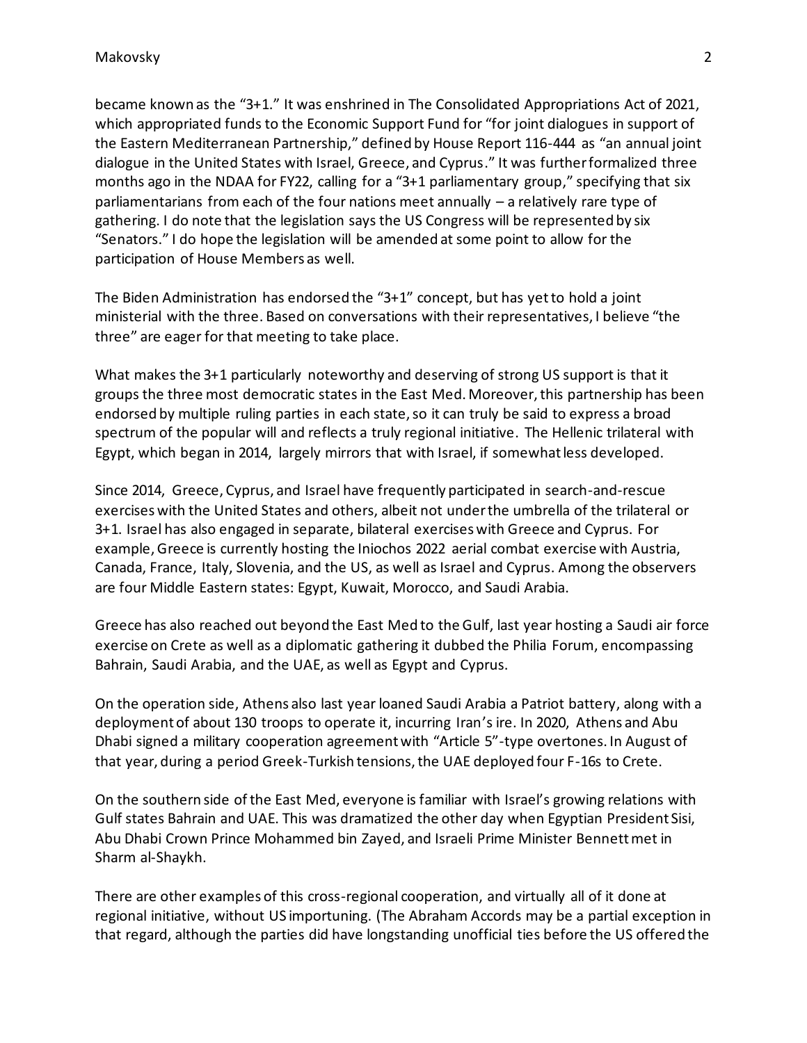became known as the "3+1." It was enshrined in The Consolidated Appropriations Act of 2021, which appropriated funds to the Economic Support Fund for "for joint dialogues in support of the Eastern Mediterranean Partnership," defined by House Report 116-444 as "an annual joint dialogue in the United States with Israel, Greece, and Cyprus." It was further formalized three months ago in the NDAA for FY22, calling for a "3+1 parliamentary group," specifying that six parliamentarians from each of the four nations meet annually – a relatively rare type of gathering. I do note that the legislation says the US Congress will be represented by six "Senators." I do hope the legislation will be amended at some point to allow for the participation of House Members as well.

The Biden Administration has endorsed the "3+1" concept, but has yet to hold a joint ministerial with the three. Based on conversations with their representatives, I believe "the three" are eager for that meeting to take place.

What makes the 3+1 particularly noteworthy and deserving of strong US support is that it groups the three most democratic states in the East Med. Moreover, this partnership has been endorsed by multiple ruling parties in each state, so it can truly be said to express a broad spectrum of the popular will and reflects a truly regional initiative. The Hellenic trilateral with Egypt, which began in 2014, largely mirrors that with Israel, if somewhat less developed.

Since 2014, Greece, Cyprus, and Israel have frequently participated in search-and-rescue exercises with the United States and others, albeit not under the umbrella of the trilateral or 3+1. Israel has also engaged in separate, bilateral exercises with Greece and Cyprus. For example, Greece is currently hosting the Iniochos 2022 aerial combat exercise with Austria, Canada, France, Italy, Slovenia, and the US, as well as Israel and Cyprus. Among the observers are four Middle Eastern states: Egypt, Kuwait, Morocco, and Saudi Arabia.

Greece has also reached out beyond the East Med to the Gulf, last year hosting a Saudi air force exercise on Crete as well as a diplomatic gathering it dubbed the Philia Forum, encompassing Bahrain, Saudi Arabia, and the UAE, as well as Egypt and Cyprus.

On the operation side, Athens also last year loaned Saudi Arabia a Patriot battery, along with a deployment of about 130 troops to operate it, incurring Iran's ire. In 2020, Athens and Abu Dhabi signed a military cooperation agreement with "Article 5"-type overtones. In August of that year, during a period Greek-Turkish tensions, the UAE deployed four F-16s to Crete.

On the southern side of the East Med, everyone is familiar with Israel's growing relations with Gulf states Bahrain and UAE. This was dramatized the other day when Egyptian President Sisi, Abu Dhabi Crown Prince Mohammed bin Zayed, and Israeli Prime Minister Bennett met in Sharm al-Shaykh.

There are other examples of this cross-regional cooperation, and virtually all of it done at regional initiative, without US importuning. (The Abraham Accords may be a partial exception in that regard, although the parties did have longstanding unofficial ties before the US offered the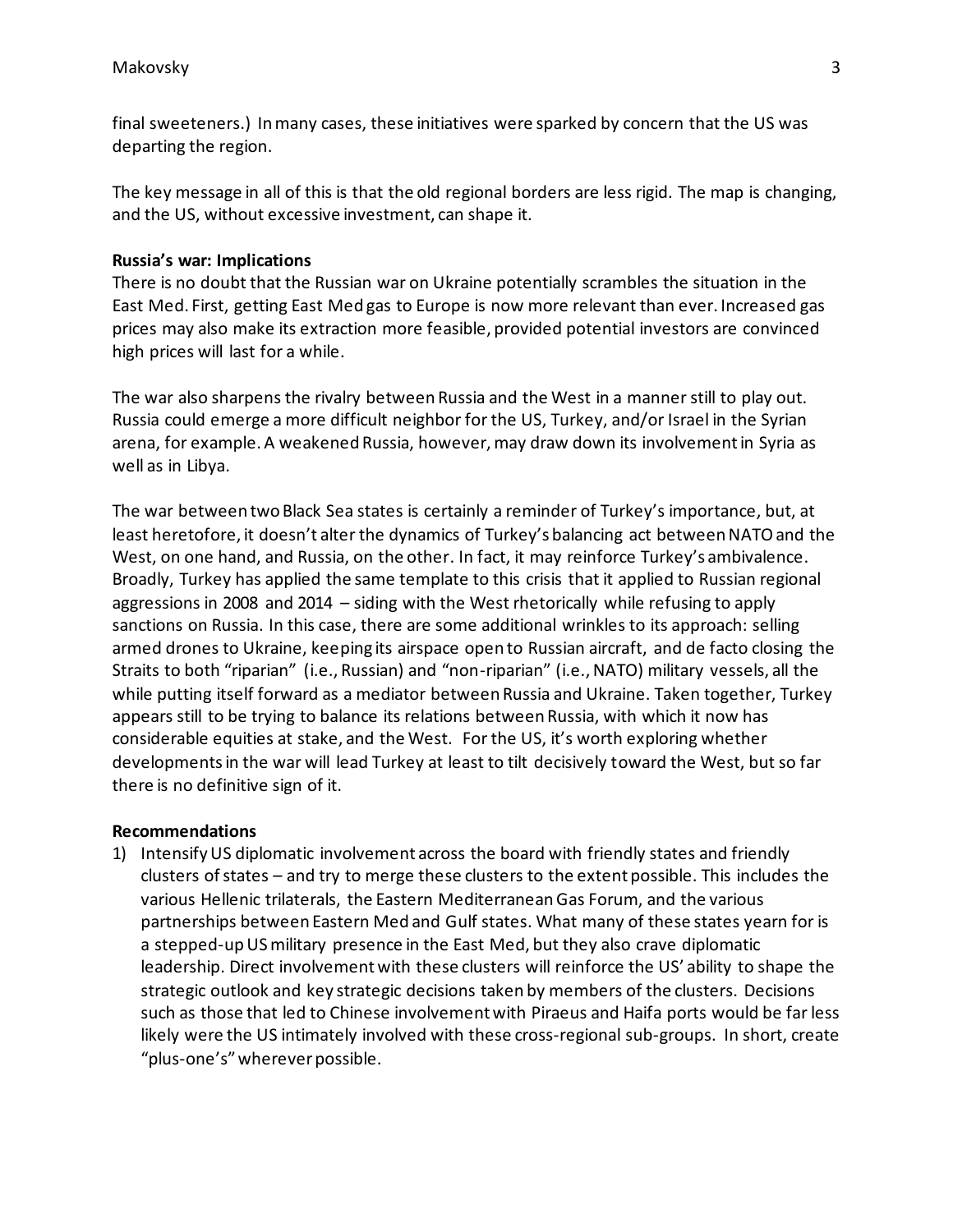final sweeteners.) In many cases, these initiatives were sparked by concern that the US was departing the region.

The key message in all of this is that the old regional borders are less rigid. The map is changing, and the US, without excessive investment, can shape it.

**Russia's war: Implications**

There is no doubt that the Russian war on Ukraine potentially scrambles the situation in the East Med. First, getting East Med gas to Europe is now more relevant than ever. Increased gas prices may also make its extraction more feasible, provided potential investors are convinced high prices will last for a while.

The war also sharpens the rivalry between Russia and the West in a manner still to play out. Russia could emerge a more difficult neighbor for the US, Turkey, and/or Israel in the Syrian arena, for example. A weakened Russia, however, may draw down its involvement in Syria as well as in Libya.

The war between two Black Sea states is certainly a reminder of Turkey's importance, but, at least heretofore, it doesn't alter the dynamics of Turkey's balancing act between NATO and the West, on one hand, and Russia, on the other. In fact, it may reinforce Turkey's ambivalence. Broadly, Turkey has applied the same template to this crisis that it applied to Russian regional aggressions in 2008 and 2014 – siding with the West rhetorically while refusing to apply sanctions on Russia. In this case, there are some additional wrinkles to its approach: selling armed drones to Ukraine, keeping its airspace open to Russian aircraft, and de facto closing the Straits to both "riparian" (i.e., Russian) and "non-riparian" (i.e., NATO) military vessels, all the while putting itself forward as a mediator between Russia and Ukraine. Taken together, Turkey appears still to be trying to balance its relations between Russia, with which it now has considerable equities at stake, and the West. For the US, it's worth exploring whether developments in the war will lead Turkey at least to tilt decisively toward the West, but so far there is no definitive sign of it.

**Recommendations**

1) Intensify US diplomatic involvement across the board with friendly states and friendly clusters of states – and try to merge these clusters to the extent possible. This includes the various Hellenic trilaterals, the Eastern Mediterranean Gas Forum, and the various partnerships between Eastern Med and Gulf states. What many of these states yearn for is a stepped-up US military presence in the East Med, but they also crave diplomatic leadership. Direct involvement with these clusters will reinforce the US' ability to shape the strategic outlook and key strategic decisions taken by members of the clusters. Decisions such as those that led to Chinese involvement with Piraeus and Haifa ports would be far less likely were the US intimately involved with these cross-regional sub-groups. In short, create "plus-one's" wherever possible.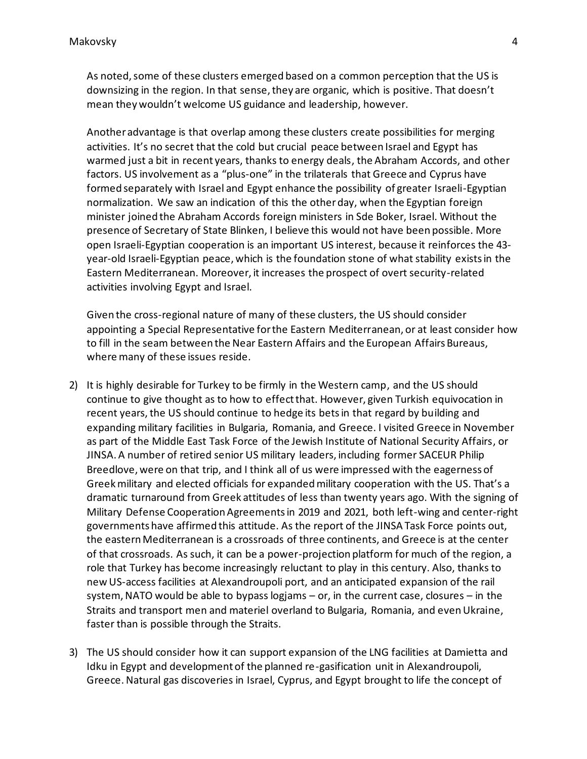As noted, some of these clusters emerged based on a common perception that the US is downsizing in the region. In that sense, they are organic, which is positive. That doesn't mean they wouldn't welcome US guidance and leadership, however.

Another advantage is that overlap among these clusters create possibilities for merging activities. It's no secret that the cold but crucial peace between Israel and Egypt has warmed just a bit in recent years, thanks to energy deals, the Abraham Accords, and other factors. US involvement as a "plus-one" in the trilaterals that Greece and Cyprus have formed separately with Israel and Egypt enhance the possibility of greater Israeli-Egyptian normalization. We saw an indication of this the other day, when the Egyptian foreign minister joined the Abraham Accords foreign ministers in Sde Boker, Israel. Without the presence of Secretary of State Blinken, I believe this would not have been possible. More open Israeli-Egyptian cooperation is an important US interest, because it reinforces the 43-year-old Israeli-Egyptian peace, which is the foundation stone of what stability exists in the Eastern Mediterranean. Moreover, it increases the prospect of overt security-related activities involving Egypt and Israel.

Given the cross-regional nature of many of these clusters, the US should consider appointing a Special Representative for the Eastern Mediterranean, or at least consider how to fill in the seam between the Near Eastern Affairs and the European Affairs Bureaus, where many of these issues reside.

2) It is highly desirable for Turkey to be firmly in the Western camp, and the US should continue to give thought as to how to effect that. However, given Turkish equivocation in recent years, the US should continue to hedge its bets in that regard by building and expanding military facilities in Bulgaria, Romania, and Greece. I visited Greece in November as part of the Middle East Task Force of the Jewish Institute of National Security Affairs, or JINSA. A number of retired senior US military leaders, including former SACEUR Philip Breedlove, were on that trip, and I think all of us were impressed with the eagerness of Greek military and elected officials for expanded military cooperation with the US. That's a dramatic turnaround from Greek attitudes of less than twenty years ago. With the signing of Military Defense Cooperation Agreements in 2019 and 2021, both left-wing and center-right governments have affirmed this attitude. As the report of the JINSA Task Force points out, the eastern Mediterranean is a crossroads of three continents, and Greece is at the center of that crossroads. As such, it can be a power-projection platform for much of the region, a role that Turkey has become increasingly reluctant to play in this century. Also, thanks to new US-access facilities at Alexandroupoli port, and an anticipated expansion of the rail system, NATO would be able to bypass logjams – or, in the current case, closures – in the Straits and transport men and materiel overland to Bulgaria, Romania, and even Ukraine, faster than is possible through the Straits.

3) The US should consider how it can support expansion of the LNG facilities at Damietta and Idku in Egypt and development of the planned re-gasification unit in Alexandroupoli, Greece. Natural gas discoveries in Israel, Cyprus, and Egypt brought to life the concept of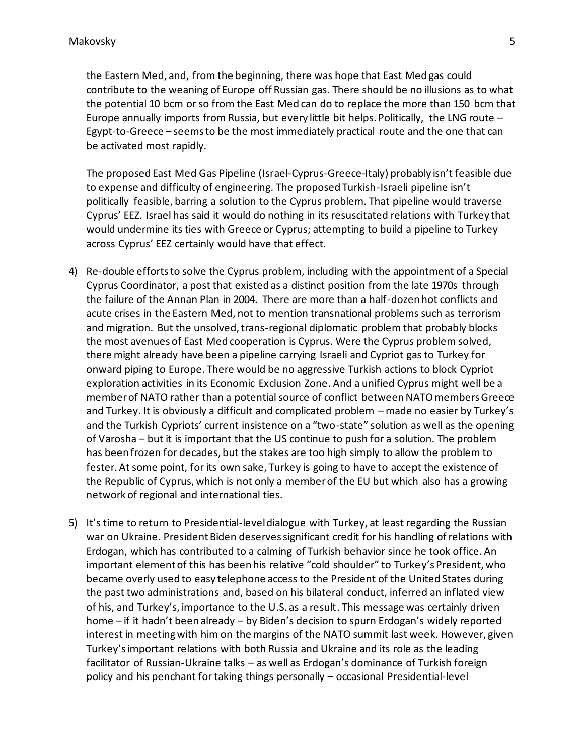the Eastern Med, and, from the beginning, there was hope that East Med gas could contribute to the weaning of Europe off Russian gas. There should be no illusions as to what the potential 10 bcm or so from the East Med can do to replace the more than 150 bcm that Europe annually imports from Russia, but every little bit helps. Politically, the LNG route – Egypt-to-Greece – seems to be the most immediately practical route and the one that can be activated most rapidly.

The proposed East Med Gas Pipeline (Israel-Cyprus-Greece-Italy) probably isn't feasible due to expense and difficulty of engineering. The proposed Turkish-Israeli pipeline isn't politically feasible, barring a solution to the Cyprus problem. That pipeline would traverse Cyprus' EEZ. Israel has said it would do nothing in its resuscitated relations with Turkey that would undermine its ties with Greece or Cyprus; attempting to build a pipeline to Turkey across Cyprus' EEZ certainly would have that effect.

4) Re-double efforts to solve the Cyprus problem, including with the appointment of a Special Cyprus Coordinator, a post that existed as a distinct position from the late 1970s through the failure of the Annan Plan in 2004. There are more than a half-dozen hot conflicts and acute crises in the Eastern Med, not to mention transnational problems such as terrorism and migration. But the unsolved, trans-regional diplomatic problem that probably blocks the most avenues of East Med cooperation is Cyprus. Were the Cyprus problem solved, there might already have been a pipeline carrying Israeli and Cypriot gas to Turkey for onward piping to Europe. There would be no aggressive Turkish actions to block Cypriot exploration activities in its Economic Exclusion Zone. And a unified Cyprus might well be a member of NATO rather than a potential source of conflict between NATO members Greece and Turkey. It is obviously a difficult and complicated problem – made no easier by Turkey's and the Turkish Cypriots' current insistence on a "two-state" solution as well as the opening of Varosha – but it is important that the US continue to push for a solution. The problem has been frozen for decades, but the stakes are too high simply to allow the problem to fester. At some point, for its own sake, Turkey is going to have to accept the existence of the Republic of Cyprus, which is not only a member of the EU but which also has a growing network of regional and international ties.

5) It's time to return to Presidential-level dialogue with Turkey, at least regarding the Russian war on Ukraine. President Biden deserves significant credit for his handling of relations with Erdogan, which has contributed to a calming of Turkish behavior since he took office. An important element of this has been his relative "cold shoulder" to Turkey's President, who became overly used to easy telephone access to the President of the United States during the past two administrations and, based on his bilateral conduct, inferred an inflated view of his, and Turkey's, importance to the U.S. as a result. This message was certainly driven home – if it hadn't been already – by Biden's decision to spurn Erdogan's widely reported interest in meeting with him on the margins of the NATO summit last week. However, given Turkey's important relations with both Russia and Ukraine and its role as the leading facilitator of Russian-Ukraine talks – as well as Erdogan's dominance of Turkish foreign policy and his penchant for taking things personally – occasional Presidential-level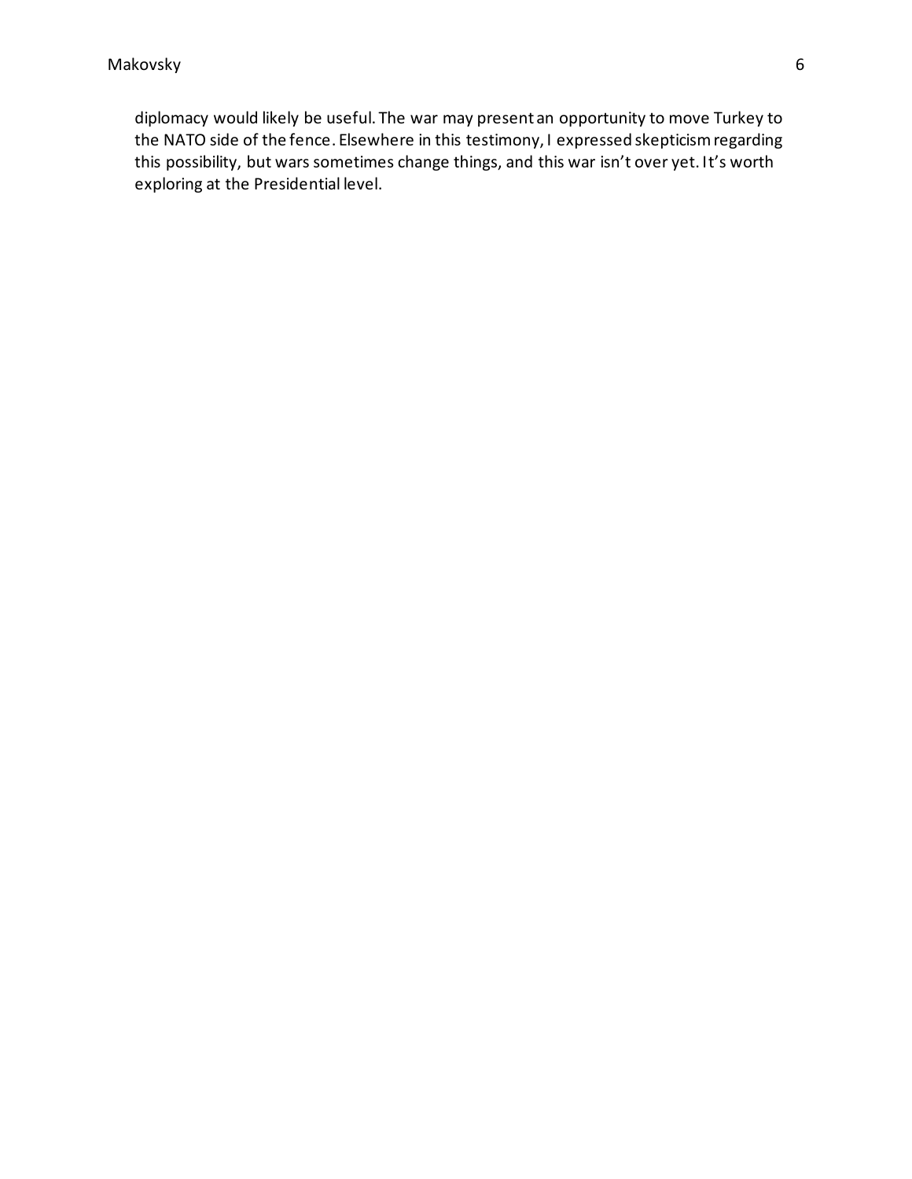diplomacy would likely be useful. The war may present an opportunity to move Turkey to the NATO side of the fence. Elsewhere in this testimony, I expressed skepticism regarding this possibility, but wars sometimes change things, and this war isn't over yet. It's worth exploring at the Presidential level.